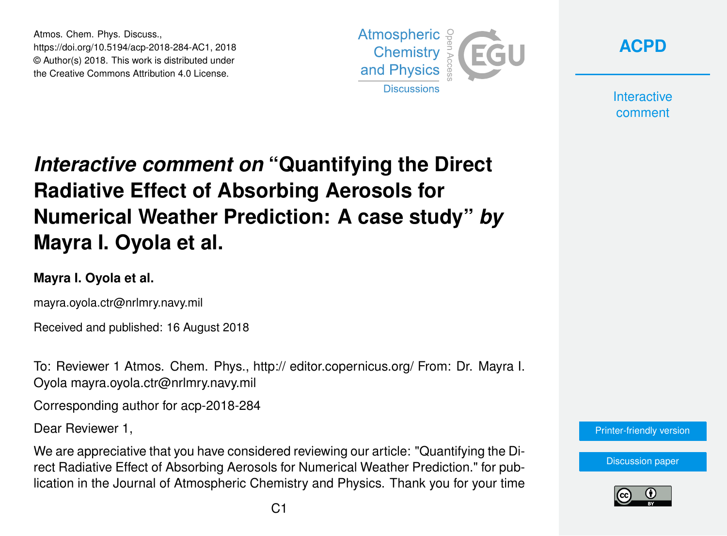# *Interactive comment on* "Quantifying the Direct Radiative Effect of Absorbing Aerosols for Numerical Weather Prediction: A case study" *by* Mayra I. Oyola et al.

**Mayra I. Oyola et al.**

mayra.oyola.ctr@nrlmry.navy.mil

Received and published: 16 August 2018

To: Reviewer 1 Atmos. Chem. Phys., http:// editor.copernicus.org/ From: Dr. Mayra I. Oyola mayra.oyola.ctr@nrlmry.navy.mil

Corresponding author for acp-2018-284

Dear Reviewer 1,

We are appreciative that you have considered reviewing our article: "Quantifying the Direct Radiative Effect of Absorbing Aerosols for Numerical Weather Prediction." for publication in the Journal of Atmospheric Chemistry and Physics. Thank you for your time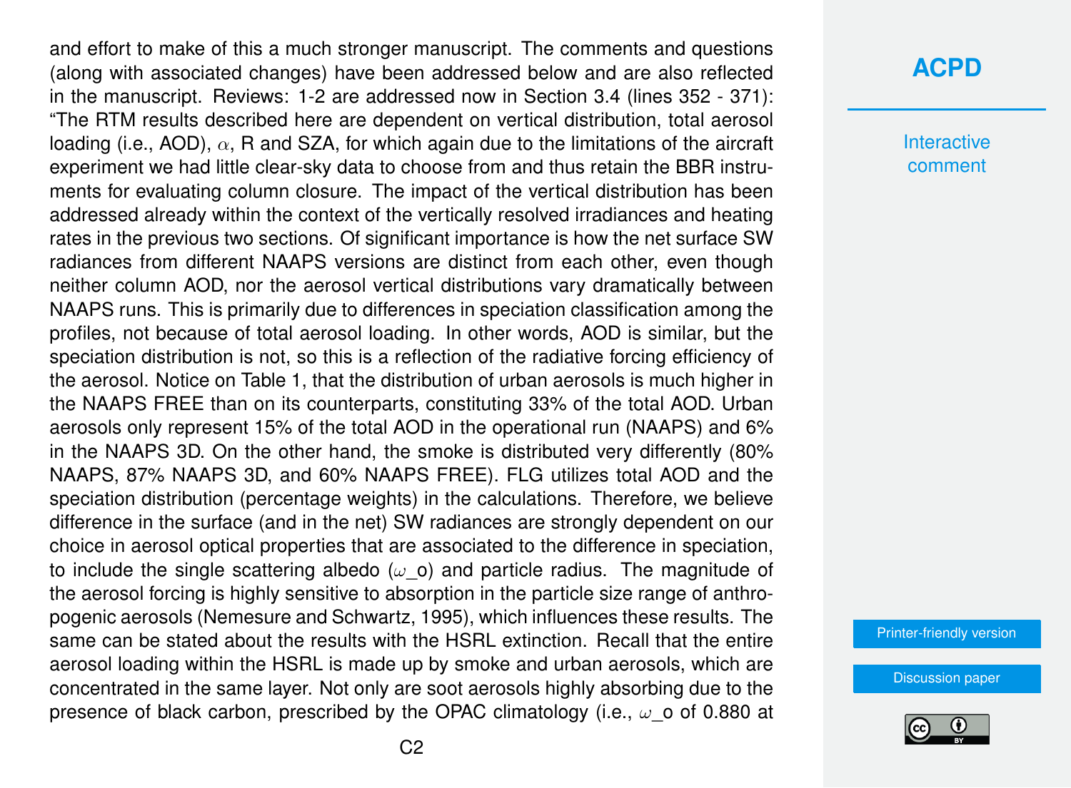and effort to make of this a much stronger manuscript. The comments and questions (along with associated changes) have been addressed below and are also reflected in the manuscript. Reviews: 1-2 are addressed now in Section 3.4 (lines 352 - 371): "The RTM results described here are dependent on vertical distribution, total aerosol loading (i.e., AOD), $\alpha$, R and SZA, for which again due to the limitations of the aircraft experiment we had little clear-sky data to choose from and thus retain the BBR instruments for evaluating column closure. The impact of the vertical distribution has been addressed already within the context of the vertically resolved irradiances and heating rates in the previous two sections. Of significant importance is how the net surface SW radiances from different NAAPS versions are distinct from each other, even though neither column AOD, nor the aerosol vertical distributions vary dramatically between NAAPS runs. This is primarily due to differences in speciation classification among the profiles, not because of total aerosol loading. In other words, AOD is similar, but the speciation distribution is not, so this is a reflection of the radiative forcing efficiency of the aerosol. Notice on Table 1, that the distribution of urban aerosols is much higher in the NAAPS FREE than on its counterparts, constituting 33% of the total AOD. Urban aerosols only represent 15% of the total AOD in the operational run (NAAPS) and 6% in the NAAPS 3D. On the other hand, the smoke is distributed very differently (80% NAAPS, 87% NAAPS 3D, and 60% NAAPS FREE). FLG utilizes total AOD and the speciation distribution (percentage weights) in the calculations. Therefore, we believe difference in the surface (and in the net) SW radiances are strongly dependent on our choice in aerosol optical properties that are associated to the difference in speciation, to include the single scattering albedo ($\omega$_o) and particle radius. The magnitude of the aerosol forcing is highly sensitive to absorption in the particle size range of anthropogenic aerosols (Nemesure and Schwartz, 1995), which influences these results. The same can be stated about the results with the HSRL extinction. Recall that the entire aerosol loading within the HSRL is made up by smoke and urban aerosols, which are concentrated in the same layer. Not only are soot aerosols highly absorbing due to the presence of black carbon, prescribed by the OPAC climatology (i.e., $\omega$_o of 0.880 at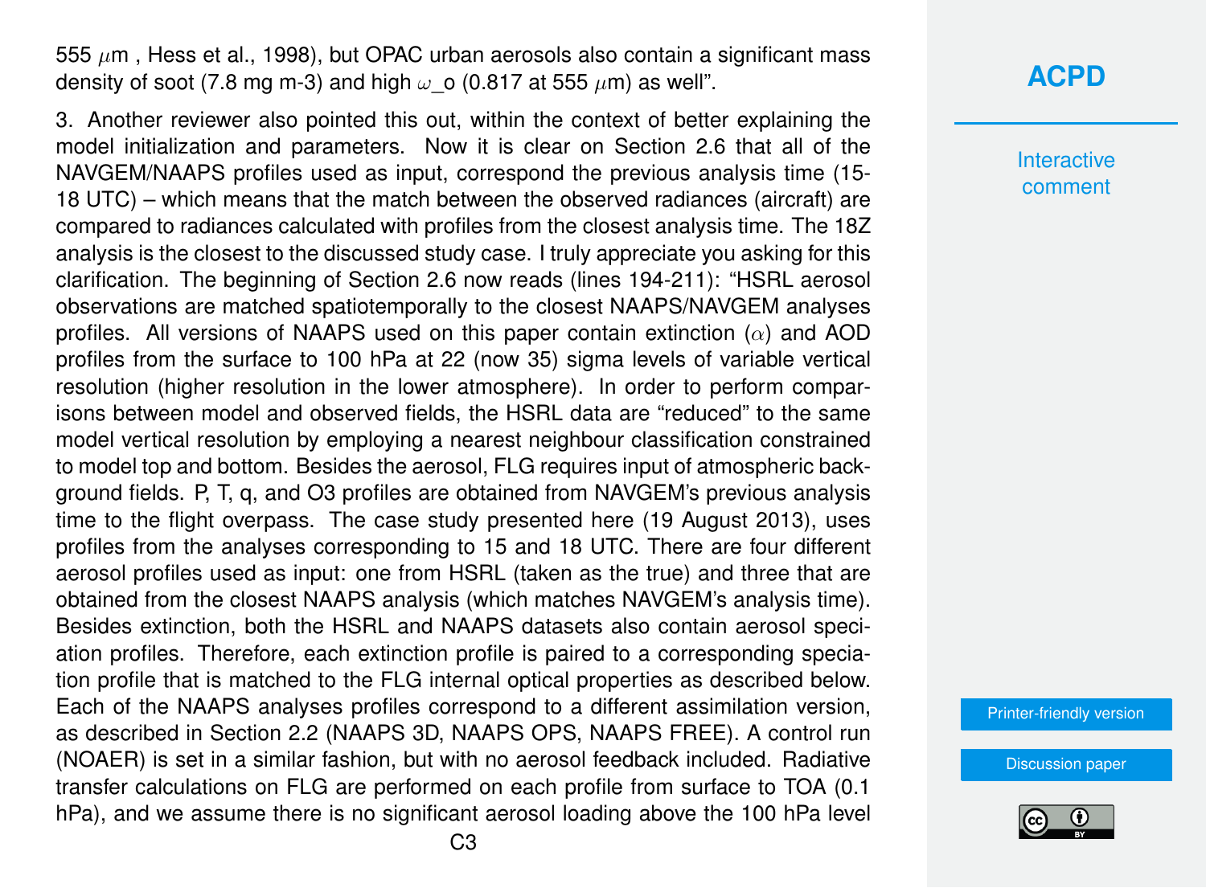555 $\mu$m , Hess et al., 1998), but OPAC urban aerosols also contain a significant mass density of soot (7.8 mg m-3) and high $\omega\_o$ (0.817 at 555 $\mu$m) as well".

3. Another reviewer also pointed this out, within the context of better explaining the model initialization and parameters. Now it is clear on Section 2.6 that all of the NAVGEM/NAAPS profiles used as input, correspond the previous analysis time (15-18 UTC) – which means that the match between the observed radiances (aircraft) are compared to radiances calculated with profiles from the closest analysis time. The 18Z analysis is the closest to the discussed study case. I truly appreciate you asking for this clarification. The beginning of Section 2.6 now reads (lines 194-211): "HSRL aerosol observations are matched spatiotemporally to the closest NAAPS/NAVGEM analyses profiles. All versions of NAAPS used on this paper contain extinction ($\alpha$) and AOD profiles from the surface to 100 hPa at 22 (now 35) sigma levels of variable vertical resolution (higher resolution in the lower atmosphere). In order to perform comparisons between model and observed fields, the HSRL data are "reduced" to the same model vertical resolution by employing a nearest neighbour classification constrained to model top and bottom. Besides the aerosol, FLG requires input of atmospheric background fields. P, T, q, and O3 profiles are obtained from NAVGEM's previous analysis time to the flight overpass. The case study presented here (19 August 2013), uses profiles from the analyses corresponding to 15 and 18 UTC. There are four different aerosol profiles used as input: one from HSRL (taken as the true) and three that are obtained from the closest NAAPS analysis (which matches NAVGEM's analysis time). Besides extinction, both the HSRL and NAAPS datasets also contain aerosol speciation profiles. Therefore, each extinction profile is paired to a corresponding speciation profile that is matched to the FLG internal optical properties as described below. Each of the NAAPS analyses profiles correspond to a different assimilation version, as described in Section 2.2 (NAAPS 3D, NAAPS OPS, NAAPS FREE). A control run (NOAER) is set in a similar fashion, but with no aerosol feedback included. Radiative transfer calculations on FLG are performed on each profile from surface to TOA (0.1 hPa), and we assume there is no significant aerosol loading above the 100 hPa level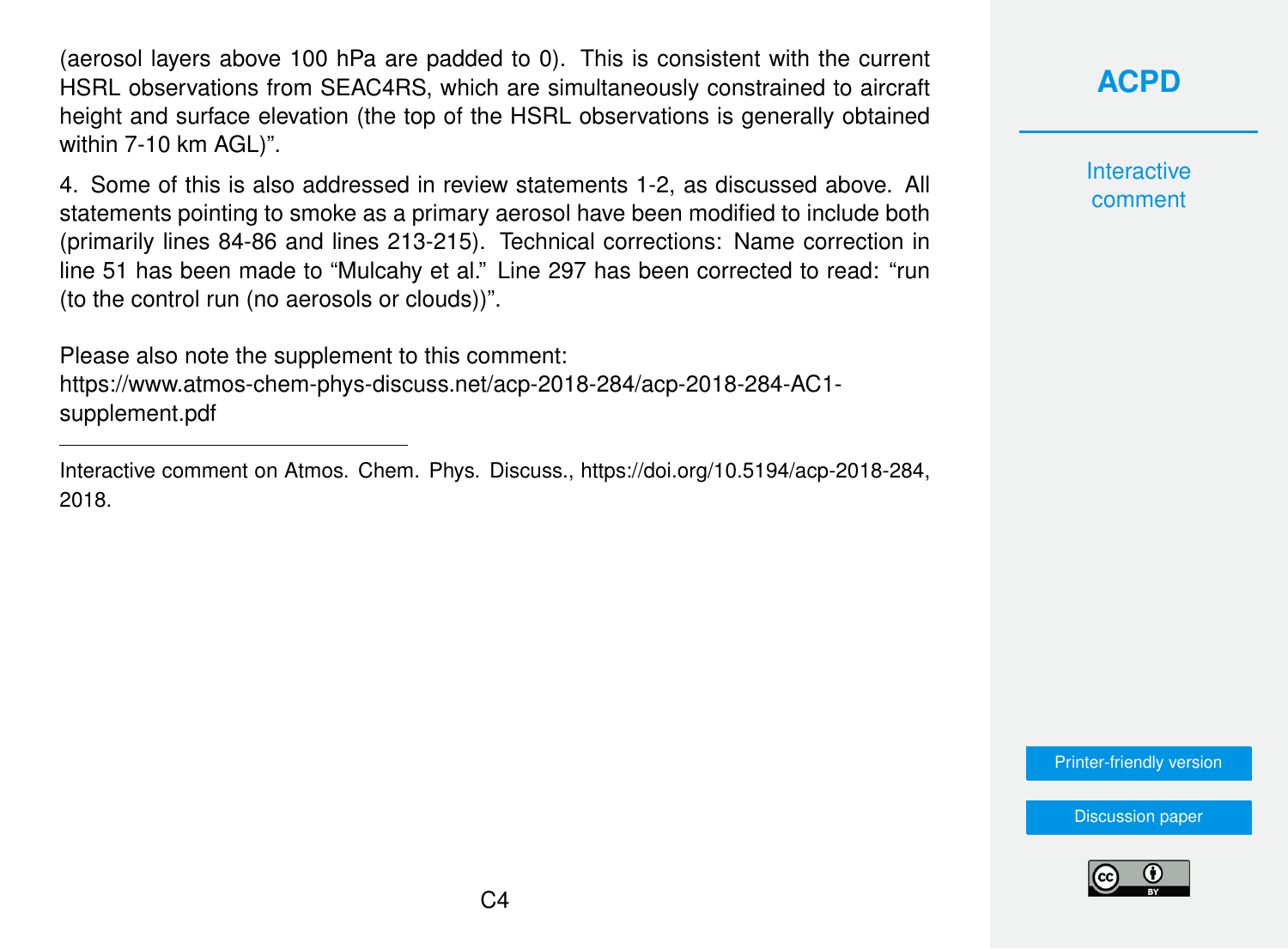(aerosol layers above 100 hPa are padded to 0). This is consistent with the current HSRL observations from SEAC4RS, which are simultaneously constrained to aircraft height and surface elevation (the top of the HSRL observations is generally obtained within 7-10 km AGL)".

4. Some of this is also addressed in review statements 1-2, as discussed above. All statements pointing to smoke as a primary aerosol have been modified to include both (primarily lines 84-86 and lines 213-215). Technical corrections: Name correction in line 51 has been made to "Mulcahy et al." Line 297 has been corrected to read: "run (to the control run (no aerosols or clouds))".

Please also note the supplement to this comment:
https://www.atmos-chem-phys-discuss.net/acp-2018-284/acp-2018-284-AC1-supplement.pdf

---

Interactive comment on Atmos. Chem. Phys. Discuss., https://doi.org/10.5194/acp-2018-284, 2018.